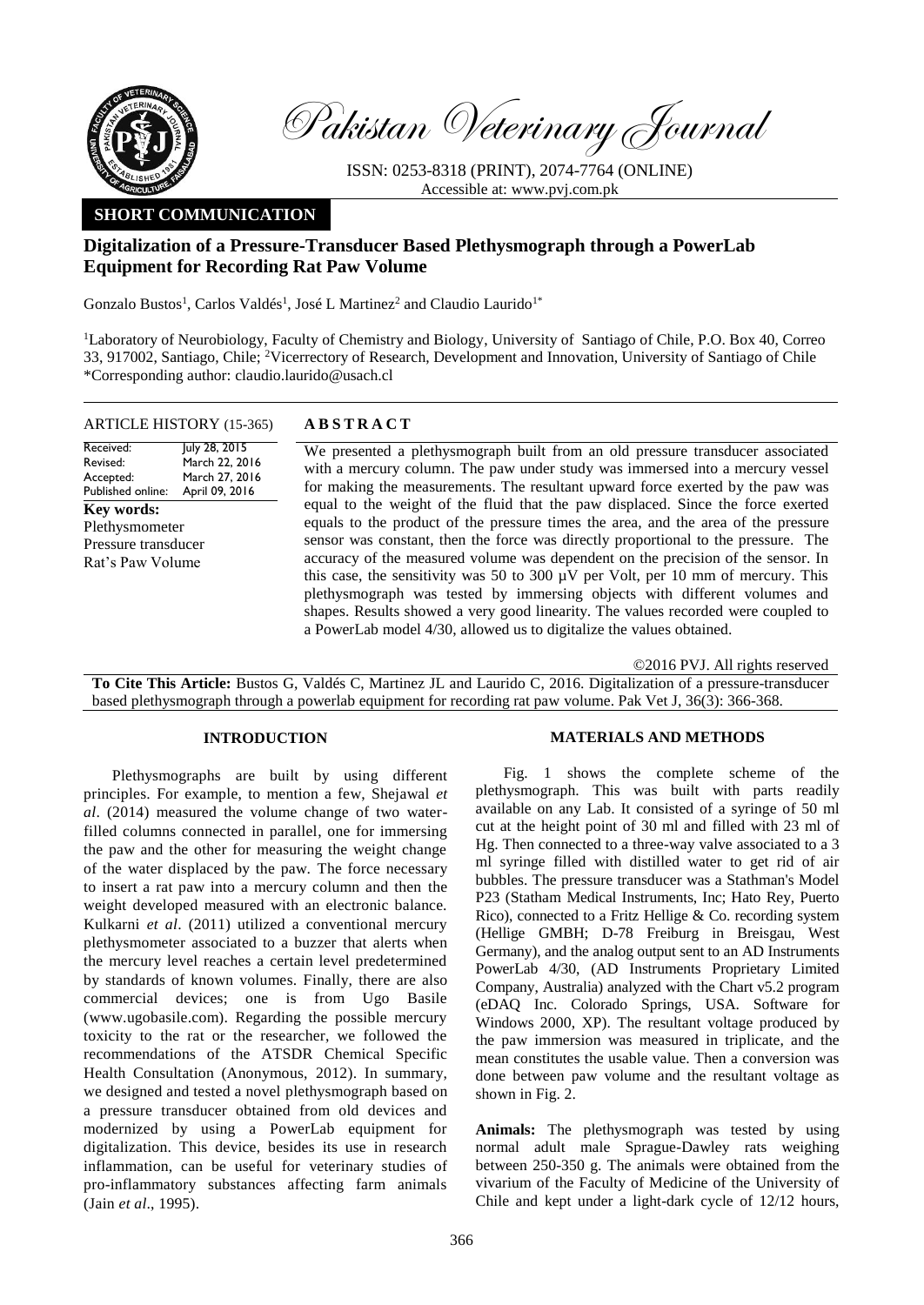*Pakistan Veterinary Journal*

ISSN: 0253-8318 (PRINT), 2074-7764 (ONLINE)
Accessible at: www.pvj.com.pk

**SHORT COMMUNICATION**

# Digitalization of a Pressure-Transducer Based Plethysmograph through a PowerLab Equipment for Recording Rat Paw Volume

Gonzalo Bustos[1], Carlos Valdés[1], José L Martinez[2] and Claudio Laurido[1*]

[1]Laboratory of Neurobiology, Faculty of Chemistry and Biology, University of Santiago of Chile, P.O. Box 40, Correo 33, 917002, Santiago, Chile; [2]Vicerrectory of Research, Development and Innovation, University of Santiago of Chile
*Corresponding author: claudio.laurido@usach.cl

ARTICLE HISTORY (15-365)

| | |
|---|---|
| Received: | July 28, 2015 |
| Revised: | March 22, 2016 |
| Accepted: | March 27, 2016 |
| Published online: | April 09, 2016 |

**Key words:**
Plethysmometer
Pressure transducer
Rat's Paw Volume

## ABSTRACT

We presented a plethysmograph built from an old pressure transducer associated with a mercury column. The paw under study was immersed into a mercury vessel for making the measurements. The resultant upward force exerted by the paw was equal to the weight of the fluid that the paw displaced. Since the force exerted equals to the product of the pressure times the area, and the area of the pressure sensor was constant, then the force was directly proportional to the pressure. The accuracy of the measured volume was dependent on the precision of the sensor. In this case, the sensitivity was 50 to 300 µV per Volt, per 10 mm of mercury. This plethysmograph was tested by immersing objects with different volumes and shapes. Results showed a very good linearity. The values recorded were coupled to a PowerLab model 4/30, allowed us to digitalize the values obtained.

©2016 PVJ. All rights reserved

**To Cite This Article:** Bustos G, Valdés C, Martinez JL and Laurido C, 2016. Digitalization of a pressure-transducer based plethysmograph through a powerlab equipment for recording rat paw volume. Pak Vet J, 36(3): 366-368.

## INTRODUCTION

Plethysmographs are built by using different principles. For example, to mention a few, Shejawal *et al*. (2014) measured the volume change of two water-filled columns connected in parallel, one for immersing the paw and the other for measuring the weight change of the water displaced by the paw. The force necessary to insert a rat paw into a mercury column and then the weight developed measured with an electronic balance. Kulkarni *et al*. (2011) utilized a conventional mercury plethysmometer associated to a buzzer that alerts when the mercury level reaches a certain level predetermined by standards of known volumes. Finally, there are also commercial devices; one is from Ugo Basile (www.ugobasile.com). Regarding the possible mercury toxicity to the rat or the researcher, we followed the recommendations of the ATSDR Chemical Specific Health Consultation (Anonymous, 2012). In summary, we designed and tested a novel plethysmograph based on a pressure transducer obtained from old devices and modernized by using a PowerLab equipment for digitalization. This device, besides its use in research inflammation, can be useful for veterinary studies of pro-inflammatory substances affecting farm animals (Jain *et al*., 1995).

## MATERIALS AND METHODS

Fig. 1 shows the complete scheme of the plethysmograph. This was built with parts readily available on any Lab. It consisted of a syringe of 50 ml cut at the height point of 30 ml and filled with 23 ml of Hg. Then connected to a three-way valve associated to a 3 ml syringe filled with distilled water to get rid of air bubbles. The pressure transducer was a Stathman's Model P23 (Statham Medical Instruments, Inc; Hato Rey, Puerto Rico), connected to a Fritz Hellige & Co. recording system (Hellige GMBH; D-78 Freiburg in Breisgau, West Germany), and the analog output sent to an AD Instruments PowerLab 4/30, (AD Instruments Proprietary Limited Company, Australia) analyzed with the Chart v5.2 program (eDAQ Inc. Colorado Springs, USA. Software for Windows 2000, XP). The resultant voltage produced by the paw immersion was measured in triplicate, and the mean constitutes the usable value. Then a conversion was done between paw volume and the resultant voltage as shown in Fig. 2.

**Animals:** The plethysmograph was tested by using normal adult male Sprague-Dawley rats weighing between 250-350 g. The animals were obtained from the vivarium of the Faculty of Medicine of the University of Chile and kept under a light-dark cycle of 12/12 hours,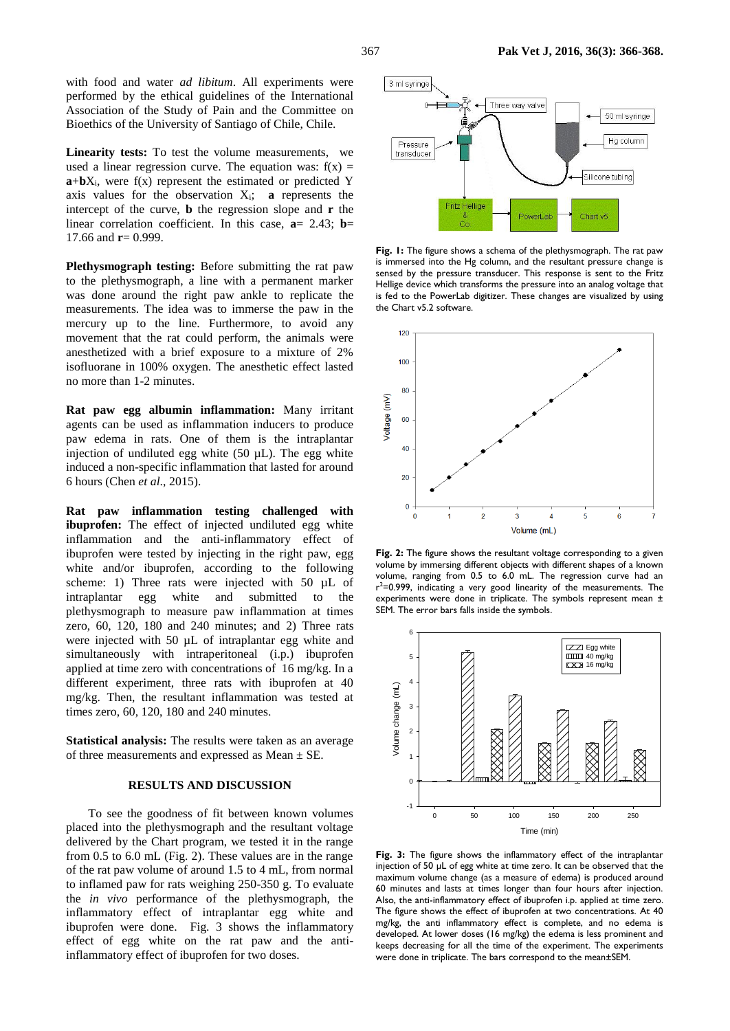with food and water *ad libitum*. All experiments were performed by the ethical guidelines of the International Association of the Study of Pain and the Committee on Bioethics of the University of Santiago of Chile, Chile.

**Linearity tests:** To test the volume measurements, we used a linear regression curve. The equation was: $f(x) = \mathbf{a}+\mathbf{b}X_i$, were f(x) represent the estimated or predicted Y axis values for the observation $X_i$; **a** represents the intercept of the curve, **b** the regression slope and **r** the linear correlation coefficient. In this case, **a**= 2.43; **b**= 17.66 and **r**= 0.999.

**Plethysmograph testing:** Before submitting the rat paw to the plethysmograph, a line with a permanent marker was done around the right paw ankle to replicate the measurements. The idea was to immerse the paw in the mercury up to the line. Furthermore, to avoid any movement that the rat could perform, the animals were anesthetized with a brief exposure to a mixture of 2% isofluorane in 100% oxygen. The anesthetic effect lasted no more than 1-2 minutes.

**Rat paw egg albumin inflammation:** Many irritant agents can be used as inflammation inducers to produce paw edema in rats. One of them is the intraplantar injection of undiluted egg white (50 µL). The egg white induced a non-specific inflammation that lasted for around 6 hours (Chen *et al*., 2015).

**Rat paw inflammation testing challenged with ibuprofen:** The effect of injected undiluted egg white inflammation and the anti-inflammatory effect of ibuprofen were tested by injecting in the right paw, egg white and/or ibuprofen, according to the following scheme: 1) Three rats were injected with 50 µL of intraplantar egg white and submitted to the plethysmograph to measure paw inflammation at times zero, 60, 120, 180 and 240 minutes; and 2) Three rats were injected with 50 µL of intraplantar egg white and simultaneously with intraperitoneal (i.p.) ibuprofen applied at time zero with concentrations of 16 mg/kg. In a different experiment, three rats with ibuprofen at 40 mg/kg. Then, the resultant inflammation was tested at times zero, 60, 120, 180 and 240 minutes.

**Statistical analysis:** The results were taken as an average of three measurements and expressed as Mean ± SE.

## RESULTS AND DISCUSSION

To see the goodness of fit between known volumes placed into the plethysmograph and the resultant voltage delivered by the Chart program, we tested it in the range from 0.5 to 6.0 mL (Fig. 2). These values are in the range of the rat paw volume of around 1.5 to 4 mL, from normal to inflamed paw for rats weighing 250-350 g. To evaluate the *in vivo* performance of the plethysmograph, the inflammatory effect of intraplantar egg white and ibuprofen were done. Fig. 3 shows the inflammatory effect of egg white on the rat paw and the anti-inflammatory effect of ibuprofen for two doses.

**Fig. 1:** The figure shows a schema of the plethysmograph. The rat paw is immersed into the Hg column, and the resultant pressure change is sensed by the pressure transducer. This response is sent to the Fritz Hellige device which transforms the pressure into an analog voltage that is fed to the PowerLab digitizer. These changes are visualized by using the Chart v5.2 software.

**Fig. 2:** The figure shows the resultant voltage corresponding to a given volume by immersing different objects with different shapes of a known volume, ranging from 0.5 to 6.0 mL. The regression curve had an $r^2$=0.999, indicating a very good linearity of the measurements. The experiments were done in triplicate. The symbols represent mean ± SEM. The error bars falls inside the symbols.

**Fig. 3:** The figure shows the inflammatory effect of the intraplantar injection of 50 µL of egg white at time zero. It can be observed that the maximum volume change (as a measure of edema) is produced around 60 minutes and lasts at times longer than four hours after injection. Also, the anti-inflammatory effect of ibuprofen i.p. applied at time zero. The figure shows the effect of ibuprofen at two concentrations. At 40 mg/kg, the anti inflammatory effect is complete, and no edema is developed. At lower doses (16 mg/kg) the edema is less prominent and keeps decreasing for all the time of the experiment. The experiments were done in triplicate. The bars correspond to the mean±SEM.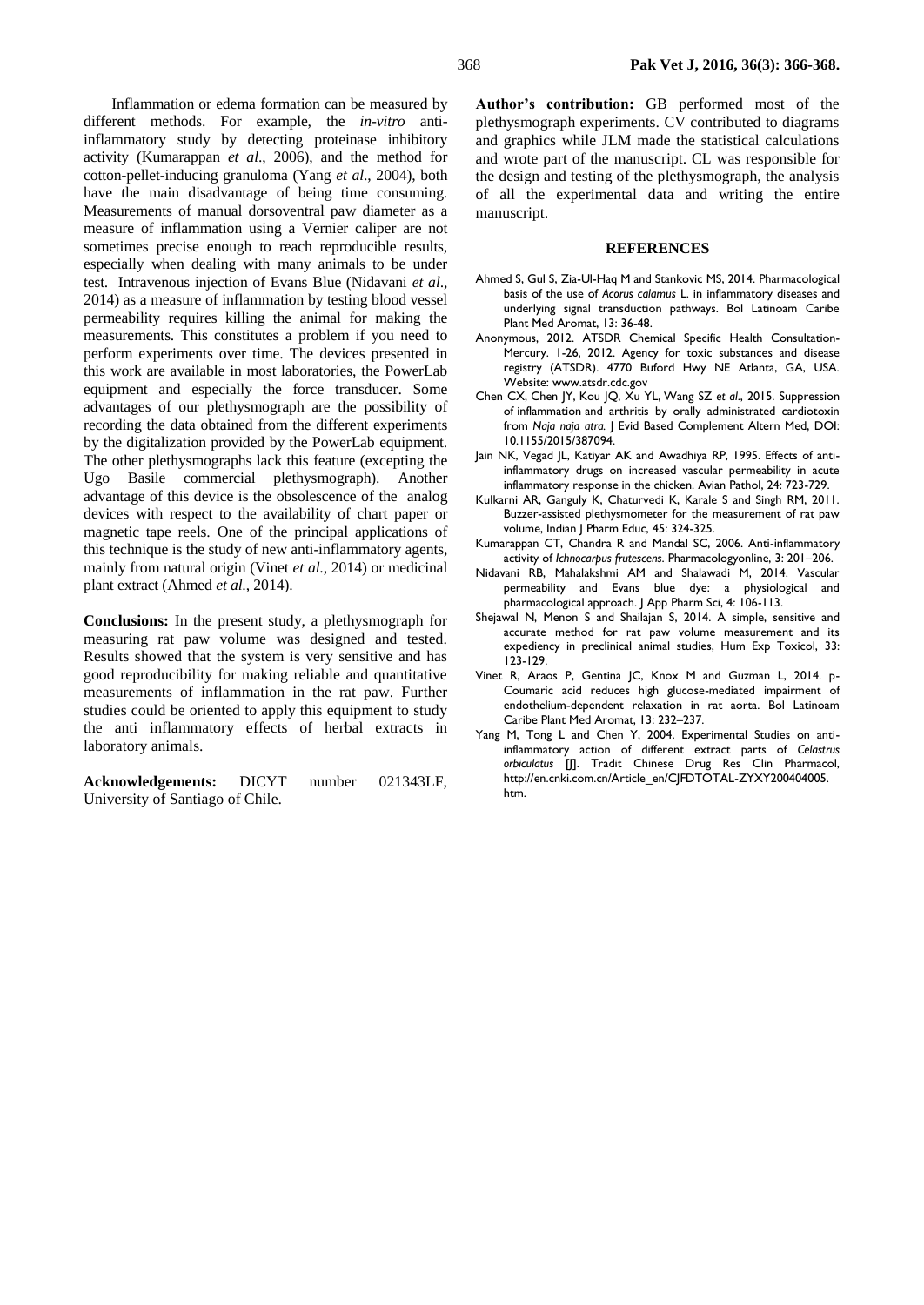Inflammation or edema formation can be measured by different methods. For example, the *in-vitro* anti-inflammatory study by detecting proteinase inhibitory activity (Kumarappan *et al*., 2006), and the method for cotton-pellet-inducing granuloma (Yang *et al*., 2004), both have the main disadvantage of being time consuming. Measurements of manual dorsoventral paw diameter as a measure of inflammation using a Vernier caliper are not sometimes precise enough to reach reproducible results, especially when dealing with many animals to be under test. Intravenous injection of Evans Blue (Nidavani *et al*., 2014) as a measure of inflammation by testing blood vessel permeability requires killing the animal for making the measurements. This constitutes a problem if you need to perform experiments over time. The devices presented in this work are available in most laboratories, the PowerLab equipment and especially the force transducer. Some advantages of our plethysmograph are the possibility of recording the data obtained from the different experiments by the digitalization provided by the PowerLab equipment. The other plethysmographs lack this feature (excepting the Ugo Basile commercial plethysmograph). Another advantage of this device is the obsolescence of the analog devices with respect to the availability of chart paper or magnetic tape reels. One of the principal applications of this technique is the study of new anti-inflammatory agents, mainly from natural origin (Vinet *et al*., 2014) or medicinal plant extract (Ahmed *et al*., 2014).

**Conclusions:** In the present study, a plethysmograph for measuring rat paw volume was designed and tested. Results showed that the system is very sensitive and has good reproducibility for making reliable and quantitative measurements of inflammation in the rat paw. Further studies could be oriented to apply this equipment to study the anti inflammatory effects of herbal extracts in laboratory animals.

**Acknowledgements:** DICYT number 021343LF, University of Santiago of Chile.

**Author's contribution:** GB performed most of the plethysmograph experiments. CV contributed to diagrams and graphics while JLM made the statistical calculations and wrote part of the manuscript. CL was responsible for the design and testing of the plethysmograph, the analysis of all the experimental data and writing the entire manuscript.

## REFERENCES

Ahmed S, Gul S, Zia-Ul-Haq M and Stankovic MS, 2014. Pharmacological basis of the use of *Acorus calamus* L. in inflammatory diseases and underlying signal transduction pathways. Bol Latinoam Caribe Plant Med Aromat, 13: 36-48.

Anonymous, 2012. ATSDR Chemical Specific Health Consultation-Mercury. 1-26, 2012. Agency for toxic substances and disease registry (ATSDR). 4770 Buford Hwy NE Atlanta, GA, USA. Website: www.atsdr.cdc.gov

Chen CX, Chen JY, Kou JQ, Xu YL, Wang SZ *et al*., 2015. Suppression of inflammation and arthritis by orally administrated cardiotoxin from *Naja naja atra.* J Evid Based Complement Altern Med, DOI: 10.1155/2015/387094.

Jain NK, Vegad JL, Katiyar AK and Awadhiya RP, 1995. Effects of anti-inflammatory drugs on increased vascular permeability in acute inflammatory response in the chicken. Avian Pathol, 24: 723-729.

Kulkarni AR, Ganguly K, Chaturvedi K, Karale S and Singh RM, 2011. Buzzer-assisted plethysmometer for the measurement of rat paw volume, Indian J Pharm Educ, 45: 324-325.

Kumarappan CT, Chandra R and Mandal SC, 2006. Anti-inflammatory activity of *Ichnocarpus frutescens*. Pharmacologyonline, 3: 201–206.

Nidavani RB, Mahalakshmi AM and Shalawadi M, 2014. Vascular permeability and Evans blue dye: a physiological and pharmacological approach. J App Pharm Sci, 4: 106-113.

Shejawal N, Menon S and Shailajan S, 2014. A simple, sensitive and accurate method for rat paw volume measurement and its expediency in preclinical animal studies, Hum Exp Toxicol, 33: 123-129.

Vinet R, Araos P, Gentina JC, Knox M and Guzman L, 2014. p-Coumaric acid reduces high glucose-mediated impairment of endothelium-dependent relaxation in rat aorta. Bol Latinoam Caribe Plant Med Aromat, 13: 232–237.

Yang M, Tong L and Chen Y, 2004. Experimental Studies on anti-inflammatory action of different extract parts of *Celastrus orbiculatus* [J]. Tradit Chinese Drug Res Clin Pharmacol, http://en.cnki.com.cn/Article_en/CJFDTOTAL-ZYXY200404005.htm.